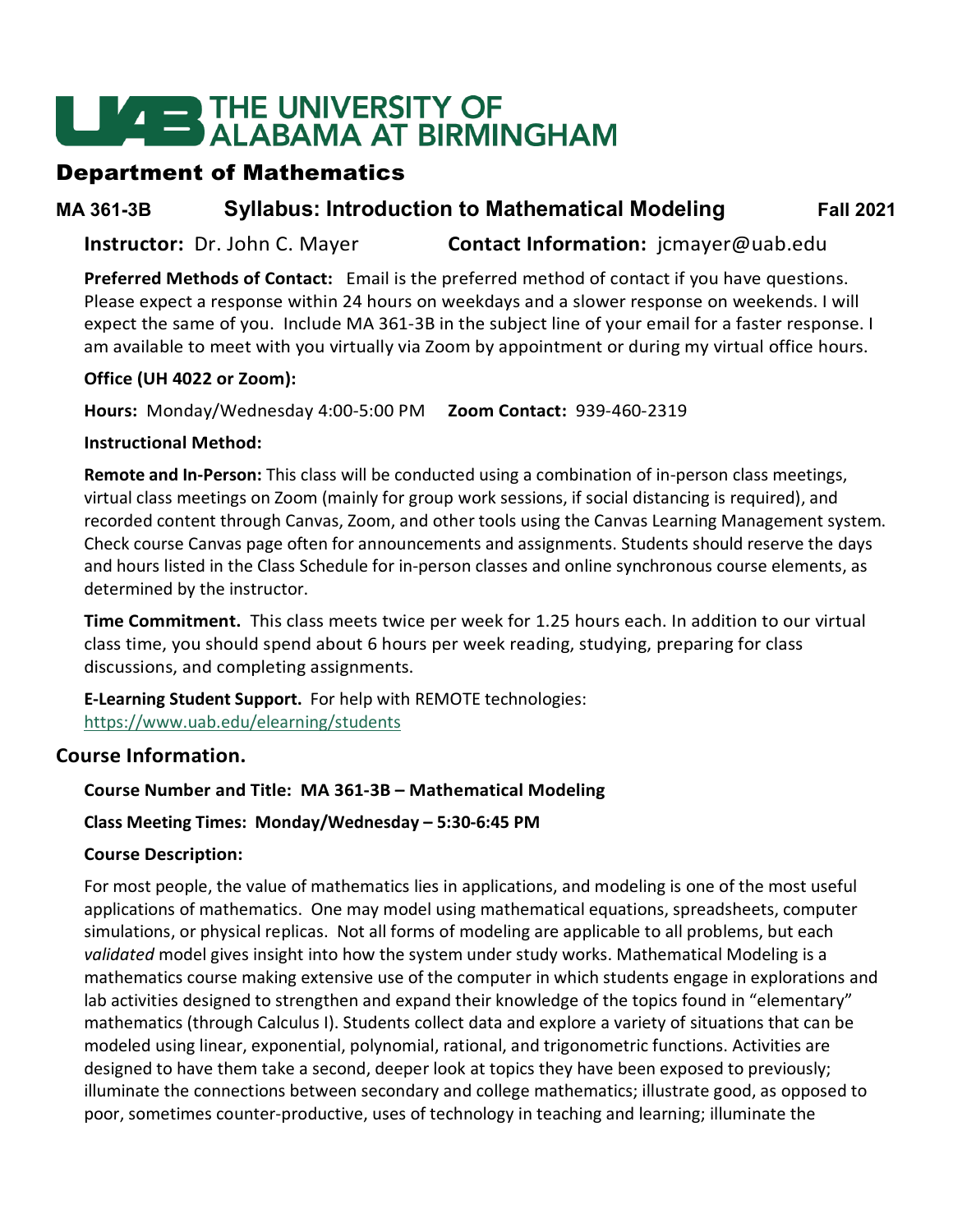# THE UNIVERSITY OF ALABAMA AT BIRMINGHAM

## Department of Mathematics

### MA 361-3B Syllabus: Introduction to Mathematical Modeling Fall 2021

**Instructor:** Dr. John C. Mayer **Contact Information:** jcmayer@uab.edu

**Preferred Methods of Contact:** Email is the preferred method of contact if you have questions. Please expect a response within 24 hours on weekdays and a slower response on weekends. I will expect the same of you. Include MA 361-3B in the subject line of your email for a faster response. I am available to meet with you virtually via Zoom by appointment or during my virtual office hours.

**Office (UH 4022 or Zoom):**

**Hours:** Monday/Wednesday 4:00-5:00 PM **Zoom Contact:** 939-460-2319

**Instructional Method:**

**Remote and In-Person:** This class will be conducted using a combination of in-person class meetings, virtual class meetings on Zoom (mainly for group work sessions, if social distancing is required), and recorded content through Canvas, Zoom, and other tools using the Canvas Learning Management system. Check course Canvas page often for announcements and assignments. Students should reserve the days and hours listed in the Class Schedule for in-person classes and online synchronous course elements, as determined by the instructor.

**Time Commitment.** This class meets twice per week for 1.25 hours each. In addition to our virtual class time, you should spend about 6 hours per week reading, studying, preparing for class discussions, and completing assignments.

**E-Learning Student Support.** For help with REMOTE technologies: https://www.uab.edu/elearning/students

## Course Information.

**Course Number and Title: MA 361-3B – Mathematical Modeling**

**Class Meeting Times: Monday/Wednesday – 5:30-6:45 PM**

**Course Description:**

For most people, the value of mathematics lies in applications, and modeling is one of the most useful applications of mathematics. One may model using mathematical equations, spreadsheets, computer simulations, or physical replicas. Not all forms of modeling are applicable to all problems, but each *validated* model gives insight into how the system under study works. Mathematical Modeling is a mathematics course making extensive use of the computer in which students engage in explorations and lab activities designed to strengthen and expand their knowledge of the topics found in "elementary" mathematics (through Calculus I). Students collect data and explore a variety of situations that can be modeled using linear, exponential, polynomial, rational, and trigonometric functions. Activities are designed to have them take a second, deeper look at topics they have been exposed to previously; illuminate the connections between secondary and college mathematics; illustrate good, as opposed to poor, sometimes counter-productive, uses of technology in teaching and learning; illuminate the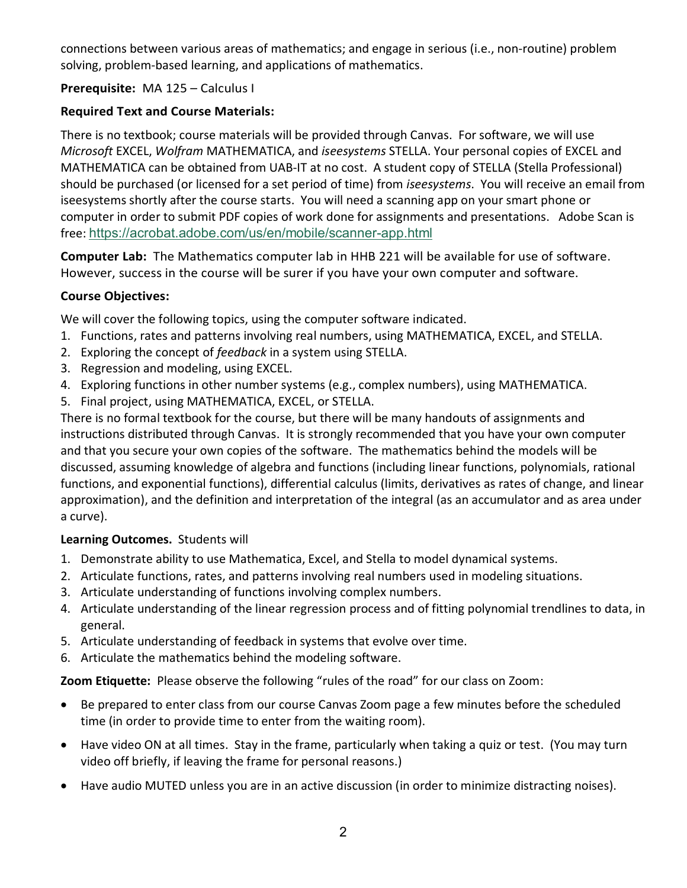connections between various areas of mathematics; and engage in serious (i.e., non-routine) problem solving, problem-based learning, and applications of mathematics.

**Prerequisite:** MA 125 – Calculus I

**Required Text and Course Materials:**

There is no textbook; course materials will be provided through Canvas. For software, we will use *Microsoft* EXCEL, *Wolfram* MATHEMATICA, and *iseesystems* STELLA. Your personal copies of EXCEL and MATHEMATICA can be obtained from UAB-IT at no cost. A student copy of STELLA (Stella Professional) should be purchased (or licensed for a set period of time) from *iseesystems*. You will receive an email from iseesystems shortly after the course starts. You will need a scanning app on your smart phone or computer in order to submit PDF copies of work done for assignments and presentations. Adobe Scan is free: https://acrobat.adobe.com/us/en/mobile/scanner-app.html

**Computer Lab:** The Mathematics computer lab in HHB 221 will be available for use of software. However, success in the course will be surer if you have your own computer and software.

**Course Objectives:**

We will cover the following topics, using the computer software indicated.

1. Functions, rates and patterns involving real numbers, using MATHEMATICA, EXCEL, and STELLA.
2. Exploring the concept of *feedback* in a system using STELLA.
3. Regression and modeling, using EXCEL.
4. Exploring functions in other number systems (e.g., complex numbers), using MATHEMATICA.
5. Final project, using MATHEMATICA, EXCEL, or STELLA.

There is no formal textbook for the course, but there will be many handouts of assignments and instructions distributed through Canvas. It is strongly recommended that you have your own computer and that you secure your own copies of the software. The mathematics behind the models will be discussed, assuming knowledge of algebra and functions (including linear functions, polynomials, rational functions, and exponential functions), differential calculus (limits, derivatives as rates of change, and linear approximation), and the definition and interpretation of the integral (as an accumulator and as area under a curve).

**Learning Outcomes.** Students will

1. Demonstrate ability to use Mathematica, Excel, and Stella to model dynamical systems.
2. Articulate functions, rates, and patterns involving real numbers used in modeling situations.
3. Articulate understanding of functions involving complex numbers.
4. Articulate understanding of the linear regression process and of fitting polynomial trendlines to data, in general.
5. Articulate understanding of feedback in systems that evolve over time.
6. Articulate the mathematics behind the modeling software.

**Zoom Etiquette:** Please observe the following "rules of the road" for our class on Zoom:

- Be prepared to enter class from our course Canvas Zoom page a few minutes before the scheduled time (in order to provide time to enter from the waiting room).
- Have video ON at all times. Stay in the frame, particularly when taking a quiz or test. (You may turn video off briefly, if leaving the frame for personal reasons.)
- Have audio MUTED unless you are in an active discussion (in order to minimize distracting noises).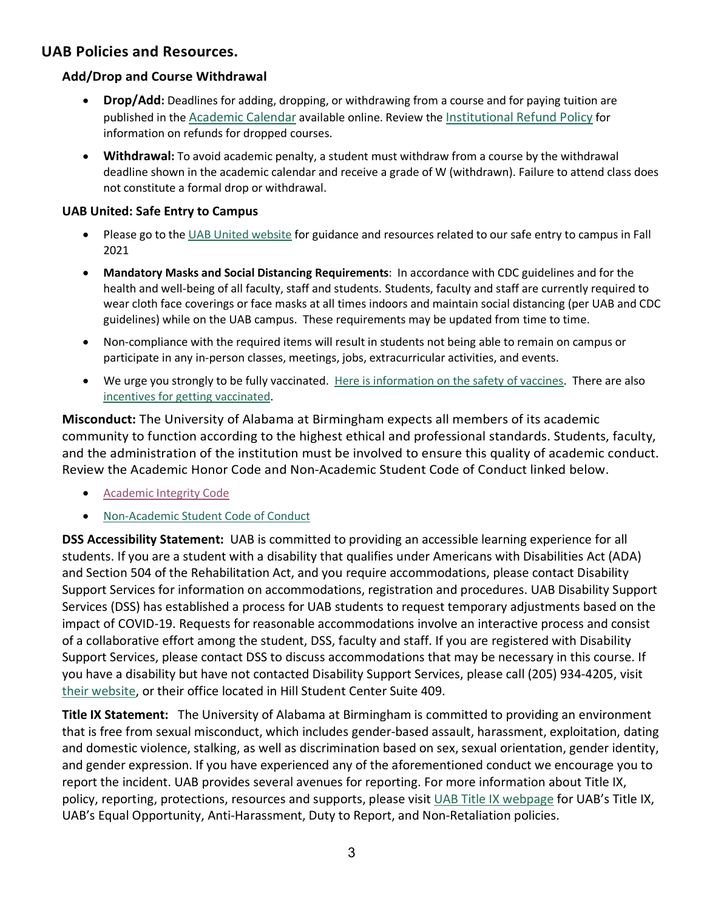## UAB Policies and Resources.

### Add/Drop and Course Withdrawal

- **Drop/Add:** Deadlines for adding, dropping, or withdrawing from a course and for paying tuition are published in the Academic Calendar available online. Review the Institutional Refund Policy for information on refunds for dropped courses.
- **Withdrawal:** To avoid academic penalty, a student must withdraw from a course by the withdrawal deadline shown in the academic calendar and receive a grade of W (withdrawn). Failure to attend class does not constitute a formal drop or withdrawal.

### UAB United: Safe Entry to Campus

- Please go to the UAB United website for guidance and resources related to our safe entry to campus in Fall 2021
- **Mandatory Masks and Social Distancing Requirements**: In accordance with CDC guidelines and for the health and well-being of all faculty, staff and students. Students, faculty and staff are currently required to wear cloth face coverings or face masks at all times indoors and maintain social distancing (per UAB and CDC guidelines) while on the UAB campus. These requirements may be updated from time to time.
- Non-compliance with the required items will result in students not being able to remain on campus or participate in any in-person classes, meetings, jobs, extracurricular activities, and events.
- We urge you strongly to be fully vaccinated. Here is information on the safety of vaccines. There are also incentives for getting vaccinated.

**Misconduct:** The University of Alabama at Birmingham expects all members of its academic community to function according to the highest ethical and professional standards. Students, faculty, and the administration of the institution must be involved to ensure this quality of academic conduct. Review the Academic Honor Code and Non-Academic Student Code of Conduct linked below.

- Academic Integrity Code
- Non-Academic Student Code of Conduct

**DSS Accessibility Statement:** UAB is committed to providing an accessible learning experience for all students. If you are a student with a disability that qualifies under Americans with Disabilities Act (ADA) and Section 504 of the Rehabilitation Act, and you require accommodations, please contact Disability Support Services for information on accommodations, registration and procedures. UAB Disability Support Services (DSS) has established a process for UAB students to request temporary adjustments based on the impact of COVID-19. Requests for reasonable accommodations involve an interactive process and consist of a collaborative effort among the student, DSS, faculty and staff. If you are registered with Disability Support Services, please contact DSS to discuss accommodations that may be necessary in this course. If you have a disability but have not contacted Disability Support Services, please call (205) 934-4205, visit their website, or their office located in Hill Student Center Suite 409.

**Title IX Statement:** The University of Alabama at Birmingham is committed to providing an environment that is free from sexual misconduct, which includes gender-based assault, harassment, exploitation, dating and domestic violence, stalking, as well as discrimination based on sex, sexual orientation, gender identity, and gender expression. If you have experienced any of the aforementioned conduct we encourage you to report the incident. UAB provides several avenues for reporting. For more information about Title IX, policy, reporting, protections, resources and supports, please visit UAB Title IX webpage for UAB's Title IX, UAB's Equal Opportunity, Anti-Harassment, Duty to Report, and Non-Retaliation policies.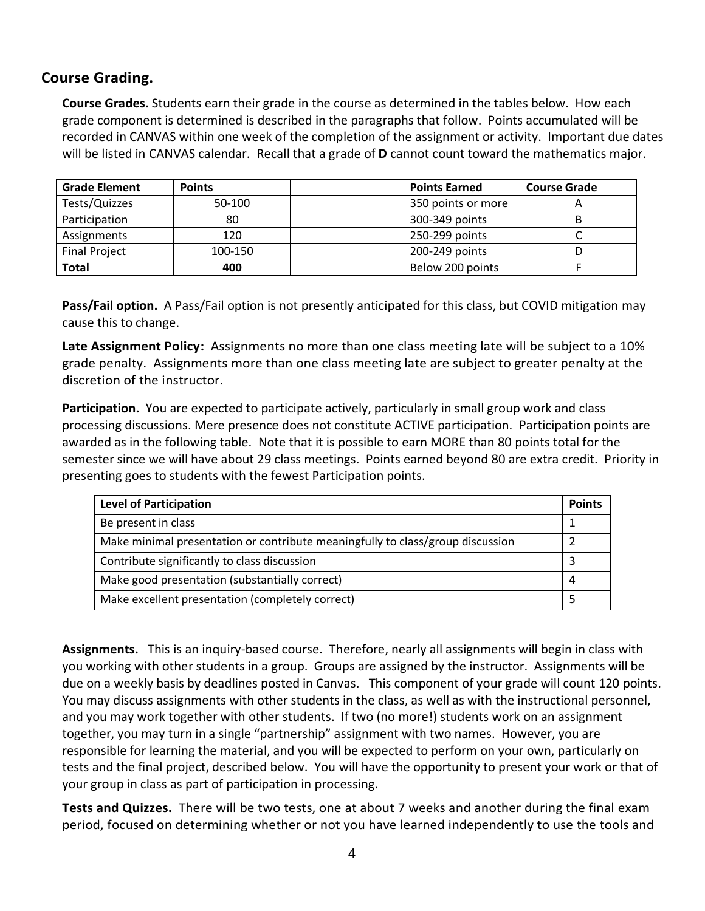## Course Grading.

**Course Grades.** Students earn their grade in the course as determined in the tables below. How each grade component is determined is described in the paragraphs that follow. Points accumulated will be recorded in CANVAS within one week of the completion of the assignment or activity. Important due dates will be listed in CANVAS calendar. Recall that a grade of **D** cannot count toward the mathematics major.

| **Grade Element** | **Points** | | **Points Earned** | **Course Grade** |
|---|---|---|---|---|
| Tests/Quizzes | 50-100 | | 350 points or more | A |
| Participation | 80 | | 300-349 points | B |
| Assignments | 120 | | 250-299 points | C |
| Final Project | 100-150 | | 200-249 points | D |
| **Total** | **400** | | Below 200 points | F |

**Pass/Fail option.** A Pass/Fail option is not presently anticipated for this class, but COVID mitigation may cause this to change.

**Late Assignment Policy:** Assignments no more than one class meeting late will be subject to a 10% grade penalty. Assignments more than one class meeting late are subject to greater penalty at the discretion of the instructor.

**Participation.** You are expected to participate actively, particularly in small group work and class processing discussions. Mere presence does not constitute ACTIVE participation. Participation points are awarded as in the following table. Note that it is possible to earn MORE than 80 points total for the semester since we will have about 29 class meetings. Points earned beyond 80 are extra credit. Priority in presenting goes to students with the fewest Participation points.

| **Level of Participation** | **Points** |
|---|---|
| Be present in class | 1 |
| Make minimal presentation or contribute meaningfully to class/group discussion | 2 |
| Contribute significantly to class discussion | 3 |
| Make good presentation (substantially correct) | 4 |
| Make excellent presentation (completely correct) | 5 |

**Assignments.** This is an inquiry-based course. Therefore, nearly all assignments will begin in class with you working with other students in a group. Groups are assigned by the instructor. Assignments will be due on a weekly basis by deadlines posted in Canvas. This component of your grade will count 120 points. You may discuss assignments with other students in the class, as well as with the instructional personnel, and you may work together with other students. If two (no more!) students work on an assignment together, you may turn in a single "partnership" assignment with two names. However, you are responsible for learning the material, and you will be expected to perform on your own, particularly on tests and the final project, described below. You will have the opportunity to present your work or that of your group in class as part of participation in processing.

**Tests and Quizzes.** There will be two tests, one at about 7 weeks and another during the final exam period, focused on determining whether or not you have learned independently to use the tools and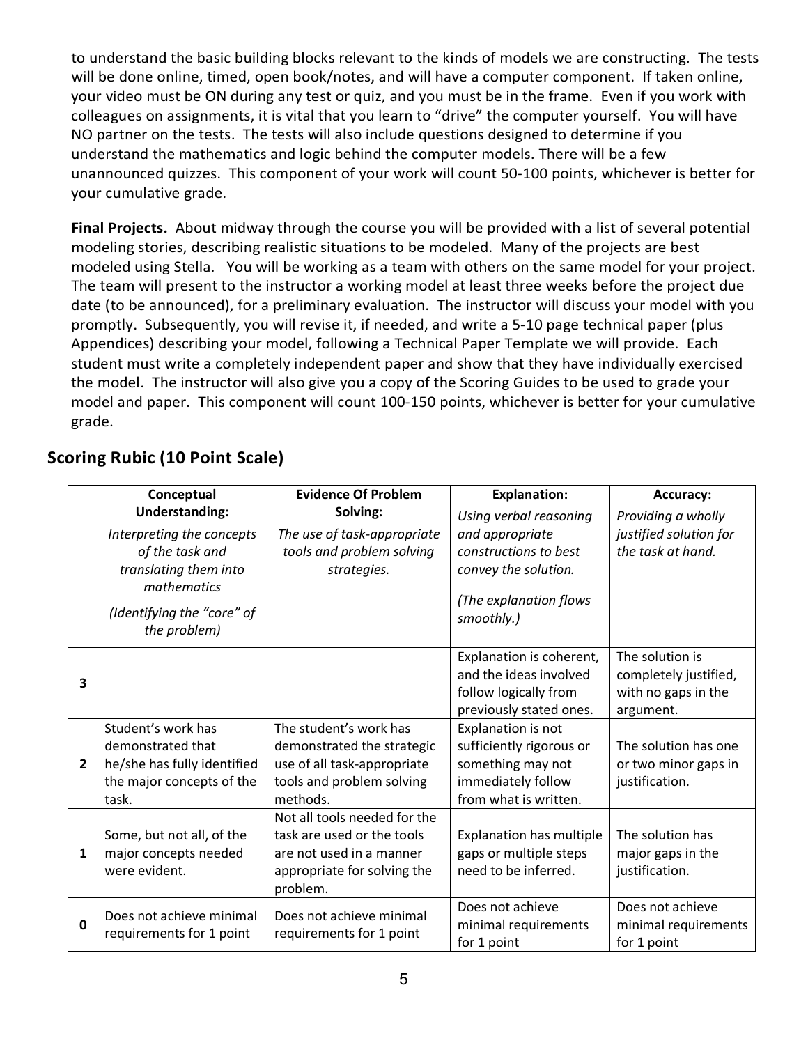to understand the basic building blocks relevant to the kinds of models we are constructing. The tests will be done online, timed, open book/notes, and will have a computer component. If taken online, your video must be ON during any test or quiz, and you must be in the frame. Even if you work with colleagues on assignments, it is vital that you learn to "drive" the computer yourself. You will have NO partner on the tests. The tests will also include questions designed to determine if you understand the mathematics and logic behind the computer models. There will be a few unannounced quizzes. This component of your work will count 50-100 points, whichever is better for your cumulative grade.

**Final Projects.** About midway through the course you will be provided with a list of several potential modeling stories, describing realistic situations to be modeled. Many of the projects are best modeled using Stella. You will be working as a team with others on the same model for your project. The team will present to the instructor a working model at least three weeks before the project due date (to be announced), for a preliminary evaluation. The instructor will discuss your model with you promptly. Subsequently, you will revise it, if needed, and write a 5-10 page technical paper (plus Appendices) describing your model, following a Technical Paper Template we will provide. Each student must write a completely independent paper and show that they have individually exercised the model. The instructor will also give you a copy of the Scoring Guides to be used to grade your model and paper. This component will count 100-150 points, whichever is better for your cumulative grade.

## Scoring Rubic (10 Point Scale)

| | **Conceptual Understanding:** *Interpreting the concepts of the task and translating them into mathematics* *(Identifying the "core" of the problem)* | **Evidence Of Problem Solving:** *The use of task-appropriate tools and problem solving strategies.* | **Explanation:** *Using verbal reasoning and appropriate constructions to best convey the solution.* *(The explanation flows smoothly.)* | **Accuracy:** *Providing a wholly justified solution for the task at hand.* |
|---|---|---|---|---|
| **3** | | | Explanation is coherent, and the ideas involved follow logically from previously stated ones. | The solution is completely justified, with no gaps in the argument. |
| **2** | Student's work has demonstrated that he/she has fully identified the major concepts of the task. | The student's work has demonstrated the strategic use of all task-appropriate tools and problem solving methods. | Explanation is not sufficiently rigorous or something may not immediately follow from what is written. | The solution has one or two minor gaps in justification. |
| **1** | Some, but not all, of the major concepts needed were evident. | Not all tools needed for the task are used or the tools are not used in a manner appropriate for solving the problem. | Explanation has multiple gaps or multiple steps need to be inferred. | The solution has major gaps in the justification. |
| **0** | Does not achieve minimal requirements for 1 point | Does not achieve minimal requirements for 1 point | Does not achieve minimal requirements for 1 point | Does not achieve minimal requirements for 1 point |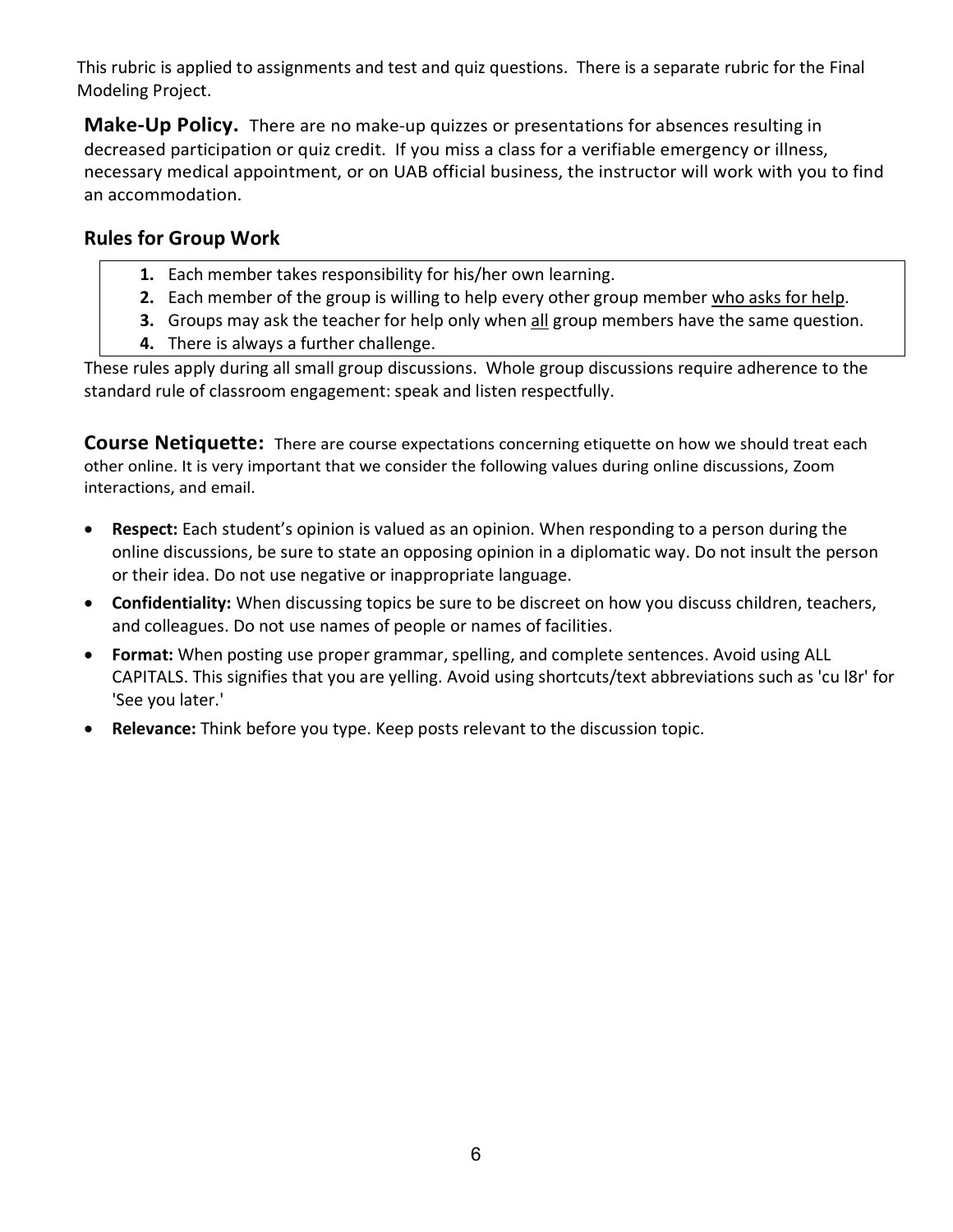This rubric is applied to assignments and test and quiz questions. There is a separate rubric for the Final Modeling Project.

**Make-Up Policy.** There are no make-up quizzes or presentations for absences resulting in decreased participation or quiz credit. If you miss a class for a verifiable emergency or illness, necessary medical appointment, or on UAB official business, the instructor will work with you to find an accommodation.

### Rules for Group Work

1. Each member takes responsibility for his/her own learning.
2. Each member of the group is willing to help every other group member <u>who asks for help</u>.
3. Groups may ask the teacher for help only when <u>all</u> group members have the same question.
4. There is always a further challenge.

These rules apply during all small group discussions. Whole group discussions require adherence to the standard rule of classroom engagement: speak and listen respectfully.

**Course Netiquette:** There are course expectations concerning etiquette on how we should treat each other online. It is very important that we consider the following values during online discussions, Zoom interactions, and email.

- **Respect:** Each student's opinion is valued as an opinion. When responding to a person during the online discussions, be sure to state an opposing opinion in a diplomatic way. Do not insult the person or their idea. Do not use negative or inappropriate language.
- **Confidentiality:** When discussing topics be sure to be discreet on how you discuss children, teachers, and colleagues. Do not use names of people or names of facilities.
- **Format:** When posting use proper grammar, spelling, and complete sentences. Avoid using ALL CAPITALS. This signifies that you are yelling. Avoid using shortcuts/text abbreviations such as 'cu l8r' for 'See you later.'
- **Relevance:** Think before you type. Keep posts relevant to the discussion topic.